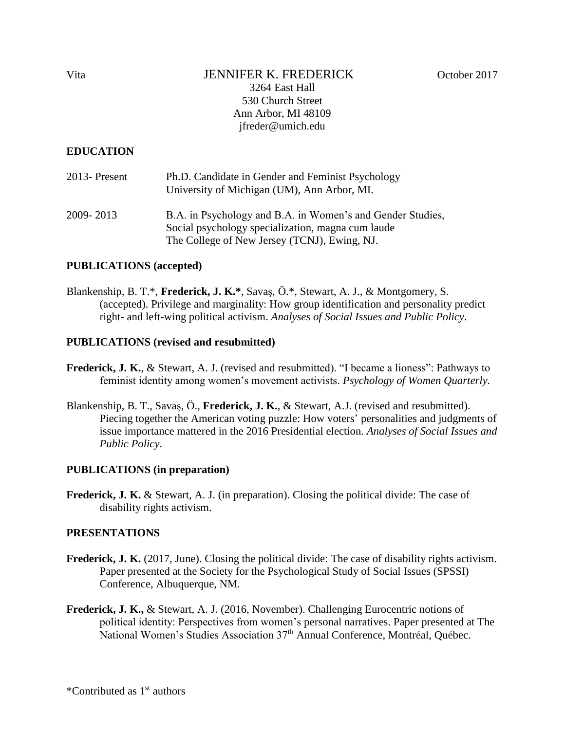Vita **JENNIFER K. FREDERICK** October 2017

3264 East Hall
530 Church Street
Ann Arbor, MI 48109
jfreder@umich.edu

## EDUCATION

2013- Present  Ph.D. Candidate in Gender and Feminist Psychology
University of Michigan (UM), Ann Arbor, MI.

2009- 2013  B.A. in Psychology and B.A. in Women's and Gender Studies,
Social psychology specialization, magna cum laude
The College of New Jersey (TCNJ), Ewing, NJ.

## PUBLICATIONS (accepted)

Blankenship, B. T.*, **Frederick, J. K.***, Savaş, Ö.*, Stewart, A. J., & Montgomery, S. (accepted). Privilege and marginality: How group identification and personality predict right- and left-wing political activism. *Analyses of Social Issues and Public Policy*.

## PUBLICATIONS (revised and resubmitted)

**Frederick, J. K.**, & Stewart, A. J. (revised and resubmitted). "I became a lioness": Pathways to feminist identity among women's movement activists. *Psychology of Women Quarterly.*

Blankenship, B. T., Savaş, Ö., **Frederick, J. K.**, & Stewart, A.J. (revised and resubmitted). Piecing together the American voting puzzle: How voters' personalities and judgments of issue importance mattered in the 2016 Presidential election. *Analyses of Social Issues and Public Policy*.

## PUBLICATIONS (in preparation)

**Frederick, J. K.** & Stewart, A. J. (in preparation). Closing the political divide: The case of disability rights activism.

## PRESENTATIONS

**Frederick, J. K.** (2017, June). Closing the political divide: The case of disability rights activism. Paper presented at the Society for the Psychological Study of Social Issues (SPSSI) Conference, Albuquerque, NM.

**Frederick, J. K.,** & Stewart, A. J. (2016, November). Challenging Eurocentric notions of political identity: Perspectives from women's personal narratives. Paper presented at The National Women's Studies Association 37th Annual Conference, Montréal, Québec.

*Contributed as 1st authors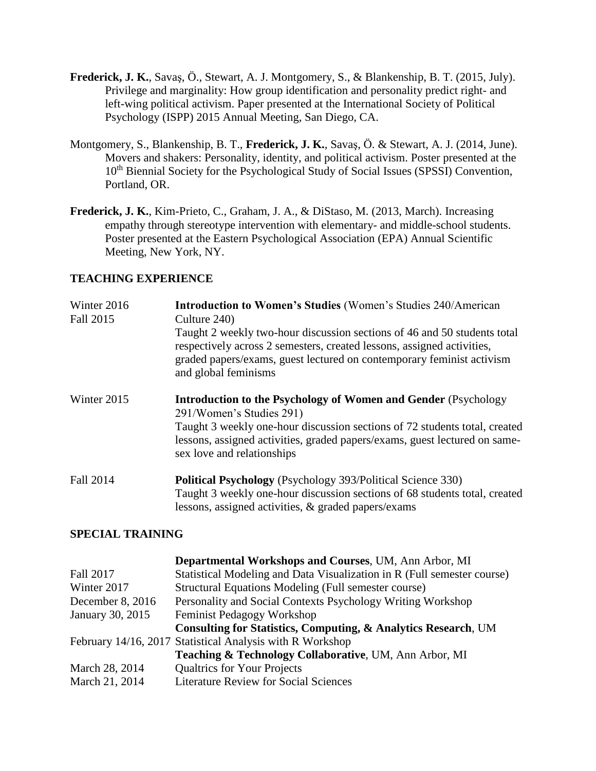**Frederick, J. K.**, Savaş, Ö., Stewart, A. J. Montgomery, S., & Blankenship, B. T. (2015, July). Privilege and marginality: How group identification and personality predict right- and left-wing political activism. Paper presented at the International Society of Political Psychology (ISPP) 2015 Annual Meeting, San Diego, CA.

Montgomery, S., Blankenship, B. T., **Frederick, J. K.**, Savaş, Ö. & Stewart, A. J. (2014, June). Movers and shakers: Personality, identity, and political activism. Poster presented at the 10th Biennial Society for the Psychological Study of Social Issues (SPSSI) Convention, Portland, OR.

**Frederick, J. K.**, Kim-Prieto, C., Graham, J. A., & DiStaso, M. (2013, March). Increasing empathy through stereotype intervention with elementary- and middle-school students. Poster presented at the Eastern Psychological Association (EPA) Annual Scientific Meeting, New York, NY.

## TEACHING EXPERIENCE

Winter 2016
Fall 2015

**Introduction to Women's Studies** (Women's Studies 240/American Culture 240)
Taught 2 weekly two-hour discussion sections of 46 and 50 students total respectively across 2 semesters, created lessons, assigned activities, graded papers/exams, guest lectured on contemporary feminist activism and global feminisms

Winter 2015

**Introduction to the Psychology of Women and Gender** (Psychology 291/Women's Studies 291)
Taught 3 weekly one-hour discussion sections of 72 students total, created lessons, assigned activities, graded papers/exams, guest lectured on same-sex love and relationships

Fall 2014

**Political Psychology** (Psychology 393/Political Science 330)
Taught 3 weekly one-hour discussion sections of 68 students total, created lessons, assigned activities, & graded papers/exams

## SPECIAL TRAINING

**Departmental Workshops and Courses**, UM, Ann Arbor, MI

Fall 2017 — Statistical Modeling and Data Visualization in R (Full semester course)
Winter 2017 — Structural Equations Modeling (Full semester course)
December 8, 2016 — Personality and Social Contexts Psychology Writing Workshop
January 30, 2015 — Feminist Pedagogy Workshop

**Consulting for Statistics, Computing, & Analytics Research**, UM

February 14/16, 2017 — Statistical Analysis with R Workshop

**Teaching & Technology Collaborative**, UM, Ann Arbor, MI

March 28, 2014 — Qualtrics for Your Projects
March 21, 2014 — Literature Review for Social Sciences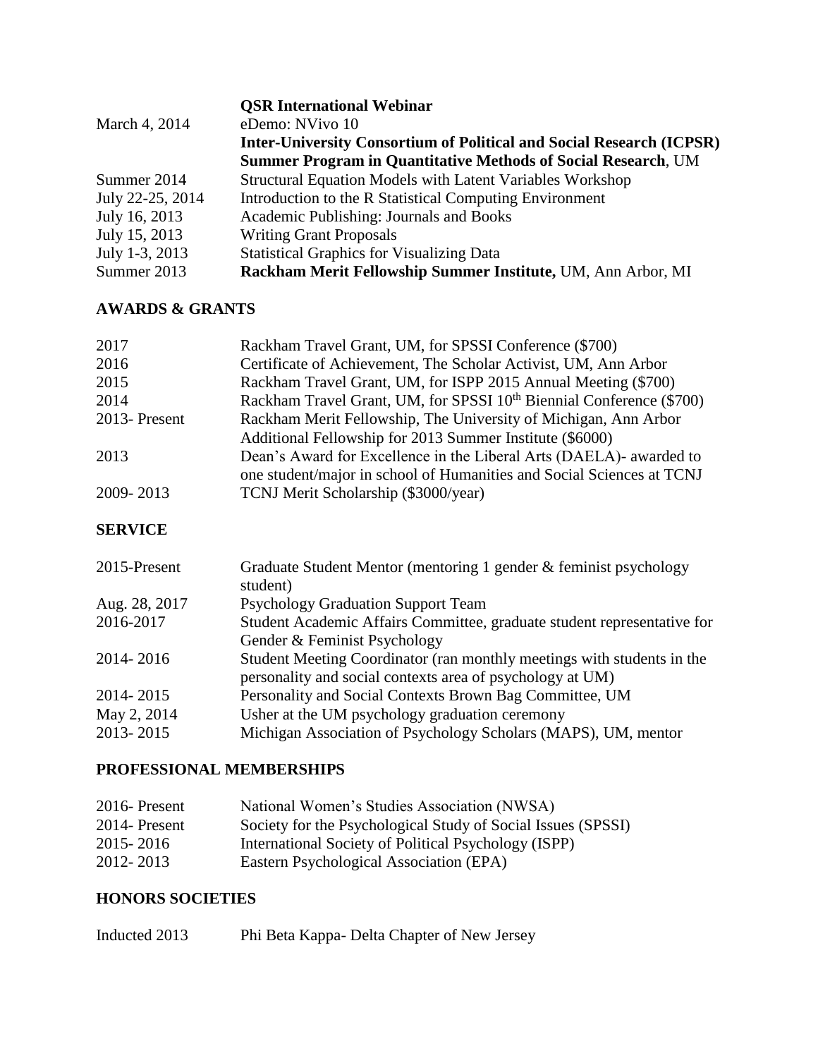| | |
|---|---|
| | **QSR International Webinar** |
| March 4, 2014 | eDemo: NVivo 10 |
| | **Inter-University Consortium of Political and Social Research (ICPSR)** |
| | **Summer Program in Quantitative Methods of Social Research**, UM |
| Summer 2014 | Structural Equation Models with Latent Variables Workshop |
| July 22-25, 2014 | Introduction to the R Statistical Computing Environment |
| July 16, 2013 | Academic Publishing: Journals and Books |
| July 15, 2013 | Writing Grant Proposals |
| July 1-3, 2013 | Statistical Graphics for Visualizing Data |
| Summer 2013 | **Rackham Merit Fellowship Summer Institute,** UM, Ann Arbor, MI |

## AWARDS & GRANTS

| | |
|---|---|
| 2017 | Rackham Travel Grant, UM, for SPSSI Conference ($700) |
| 2016 | Certificate of Achievement, The Scholar Activist, UM, Ann Arbor |
| 2015 | Rackham Travel Grant, UM, for ISPP 2015 Annual Meeting ($700) |
| 2014 | Rackham Travel Grant, UM, for SPSSI 10th Biennial Conference ($700) |
| 2013- Present | Rackham Merit Fellowship, The University of Michigan, Ann Arbor<br>Additional Fellowship for 2013 Summer Institute ($6000) |
| 2013 | Dean's Award for Excellence in the Liberal Arts (DAELA)- awarded to one student/major in school of Humanities and Social Sciences at TCNJ |
| 2009- 2013 | TCNJ Merit Scholarship ($3000/year) |

## SERVICE

| | |
|---|---|
| 2015-Present | Graduate Student Mentor (mentoring 1 gender & feminist psychology student) |
| Aug. 28, 2017 | Psychology Graduation Support Team |
| 2016-2017 | Student Academic Affairs Committee, graduate student representative for Gender & Feminist Psychology |
| 2014- 2016 | Student Meeting Coordinator (ran monthly meetings with students in the personality and social contexts area of psychology at UM) |
| 2014- 2015 | Personality and Social Contexts Brown Bag Committee, UM |
| May 2, 2014 | Usher at the UM psychology graduation ceremony |
| 2013- 2015 | Michigan Association of Psychology Scholars (MAPS), UM, mentor |

## PROFESSIONAL MEMBERSHIPS

| | |
|---|---|
| 2016- Present | National Women's Studies Association (NWSA) |
| 2014- Present | Society for the Psychological Study of Social Issues (SPSSI) |
| 2015- 2016 | International Society of Political Psychology (ISPP) |
| 2012- 2013 | Eastern Psychological Association (EPA) |

## HONORS SOCIETIES

| | |
|---|---|
| Inducted 2013 | Phi Beta Kappa- Delta Chapter of New Jersey |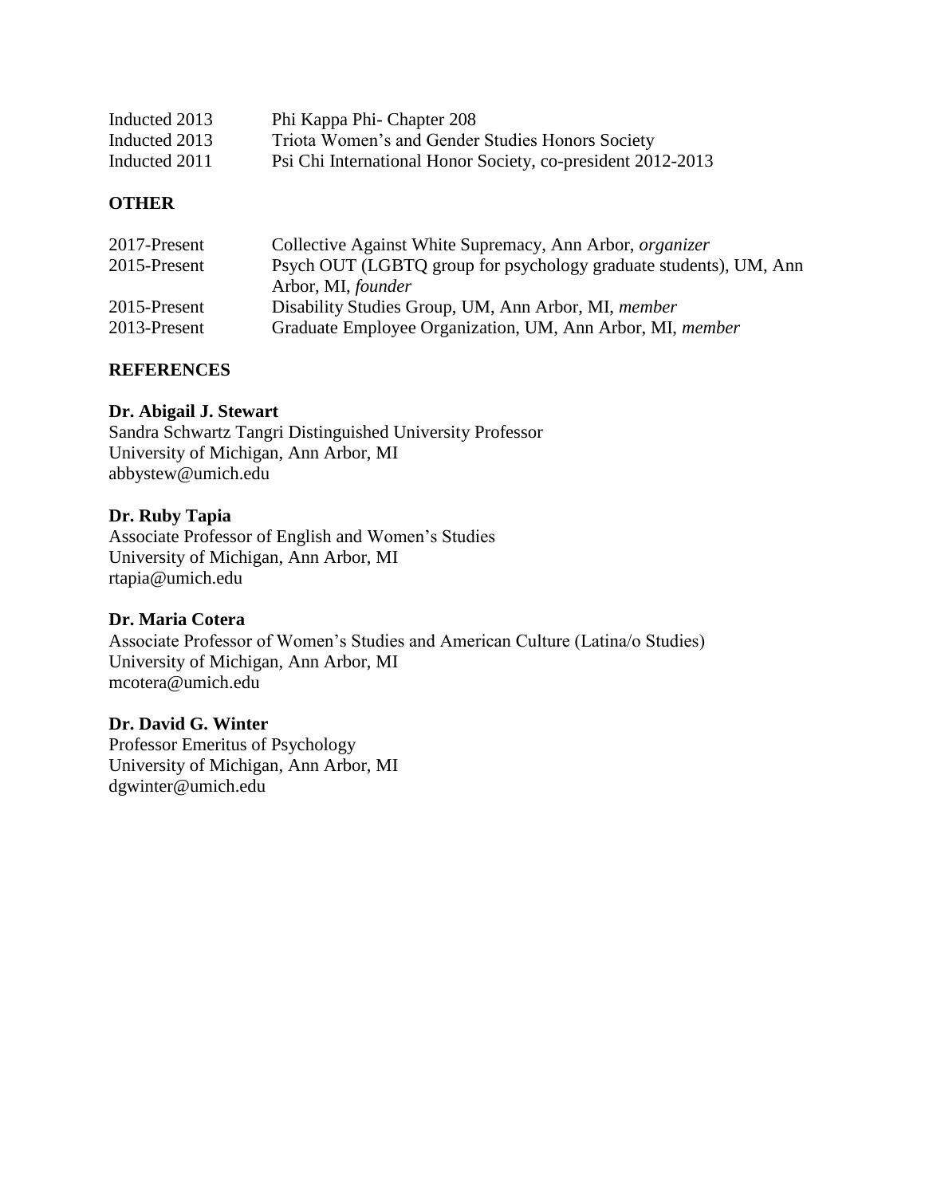| | |
|---|---|
| Inducted 2013 | Phi Kappa Phi- Chapter 208 |
| Inducted 2013 | Triota Women's and Gender Studies Honors Society |
| Inducted 2011 | Psi Chi International Honor Society, co-president 2012-2013 |

## OTHER

| | |
|---|---|
| 2017-Present | Collective Against White Supremacy, Ann Arbor, *organizer* |
| 2015-Present | Psych OUT (LGBTQ group for psychology graduate students), UM, Ann Arbor, MI, *founder* |
| 2015-Present | Disability Studies Group, UM, Ann Arbor, MI, *member* |
| 2013-Present | Graduate Employee Organization, UM, Ann Arbor, MI, *member* |

## REFERENCES

**Dr. Abigail J. Stewart**
Sandra Schwartz Tangri Distinguished University Professor
University of Michigan, Ann Arbor, MI
abbystew@umich.edu

**Dr. Ruby Tapia**
Associate Professor of English and Women's Studies
University of Michigan, Ann Arbor, MI
rtapia@umich.edu

**Dr. Maria Cotera**
Associate Professor of Women's Studies and American Culture (Latina/o Studies)
University of Michigan, Ann Arbor, MI
mcotera@umich.edu

**Dr. David G. Winter**
Professor Emeritus of Psychology
University of Michigan, Ann Arbor, MI
dgwinter@umich.edu